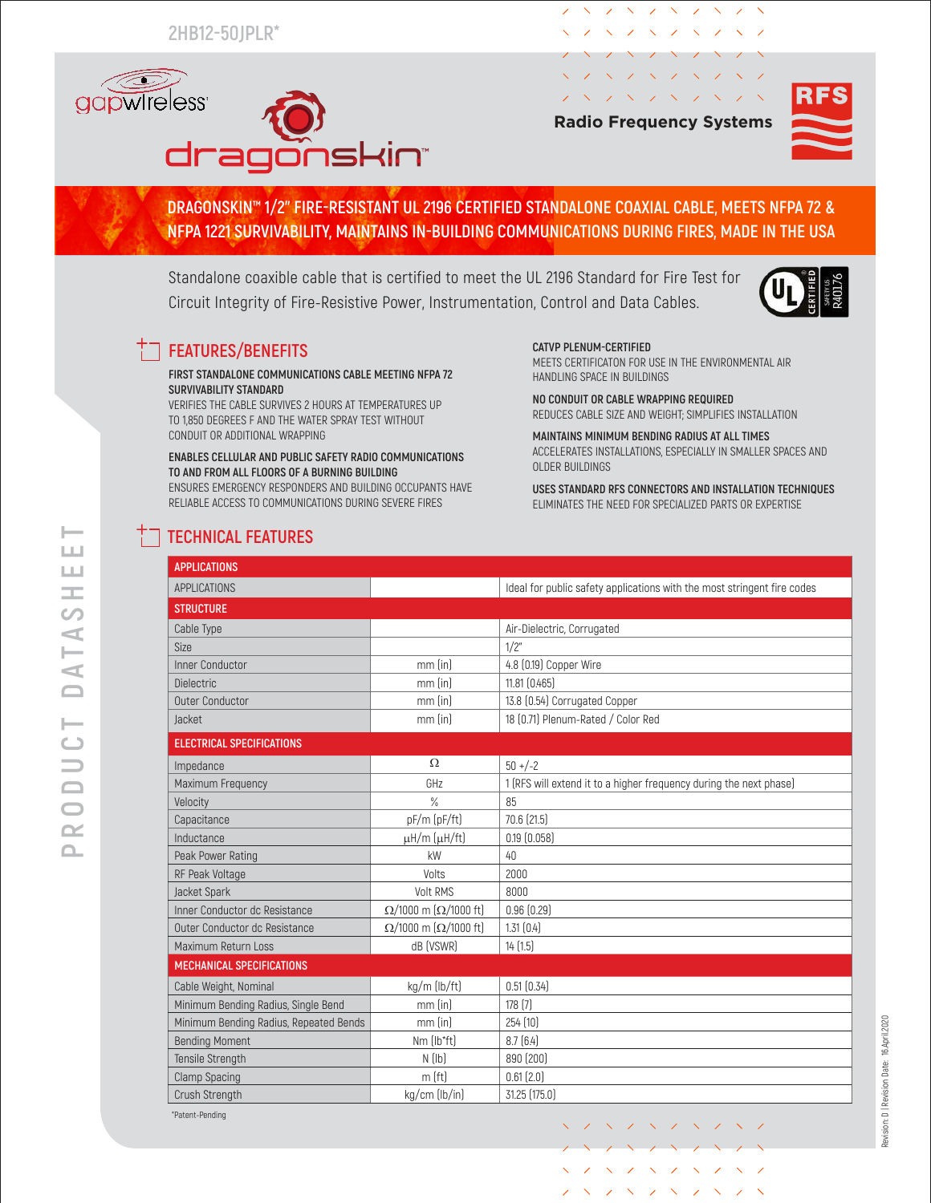2HB12-50JPLR*

gapwireless

dragonskin™

Radio Frequency Systems

# DRAGONSKIN™ 1/2" FIRE-RESISTANT UL 2196 CERTIFIED STANDALONE COAXIAL CABLE, MEETS NFPA 72 & NFPA 1221 SURVIVABILITY, MAINTAINS IN-BUILDING COMMUNICATIONS DURING FIRES, MADE IN THE USA

Standalone coaxible cable that is certified to meet the UL 2196 Standard for Fire Test for Circuit Integrity of Fire-Resistive Power, Instrumentation, Control and Data Cables.

UL CERTIFIED SAFETY US R40176

## FEATURES/BENEFITS

**FIRST STANDALONE COMMUNICATIONS CABLE MEETING NFPA 72 SURVIVABILITY STANDARD**
VERIFIES THE CABLE SURVIVES 2 HOURS AT TEMPERATURES UP TO 1,850 DEGREES F AND THE WATER SPRAY TEST WITHOUT CONDUIT OR ADDITIONAL WRAPPING

**ENABLES CELLULAR AND PUBLIC SAFETY RADIO COMMUNICATIONS TO AND FROM ALL FLOORS OF A BURNING BUILDING**
ENSURES EMERGENCY RESPONDERS AND BUILDING OCCUPANTS HAVE RELIABLE ACCESS TO COMMUNICATIONS DURING SEVERE FIRES

**CATVP PLENUM-CERTIFIED**
MEETS CERTIFICATON FOR USE IN THE ENVIRONMENTAL AIR HANDLING SPACE IN BUILDINGS

**NO CONDUIT OR CABLE WRAPPING REQUIRED**
REDUCES CABLE SIZE AND WEIGHT; SIMPLIFIES INSTALLATION

**MAINTAINS MINIMUM BENDING RADIUS AT ALL TIMES**
ACCELERATES INSTALLATIONS, ESPECIALLY IN SMALLER SPACES AND OLDER BUILDINGS

**USES STANDARD RFS CONNECTORS AND INSTALLATION TECHNIQUES**
ELIMINATES THE NEED FOR SPECIALIZED PARTS OR EXPERTISE

## TECHNICAL FEATURES

| APPLICATIONS | | |
|---|---|---|
| APPLICATIONS | | Ideal for public safety applications with the most stringent fire codes |
| **STRUCTURE** | | |
| Cable Type | | Air-Dielectric, Corrugated |
| Size | | 1/2" |
| Inner Conductor | mm (in) | 4.8 (0.19) Copper Wire |
| Dielectric | mm (in) | 11.81 (0.465) |
| Outer Conductor | mm (in) | 13.8 (0.54) Corrugated Copper |
| Jacket | mm (in) | 18 (0.71) Plenum-Rated / Color Red |
| **ELECTRICAL SPECIFICATIONS** | | |
| Impedance | Ω | 50 +/-2 |
| Maximum Frequency | GHz | 1 (RFS will extend it to a higher frequency during the next phase) |
| Velocity | % | 85 |
| Capacitance | pF/m (pF/ft) | 70.6 (21.5) |
| Inductance | μH/m (μH/ft) | 0.19 (0.058) |
| Peak Power Rating | kW | 40 |
| RF Peak Voltage | Volts | 2000 |
| Jacket Spark | Volt RMS | 8000 |
| Inner Conductor dc Resistance | Ω/1000 m (Ω/1000 ft) | 0.96 (0.29) |
| Outer Conductor dc Resistance | Ω/1000 m (Ω/1000 ft) | 1.31 (0.4) |
| Maximum Return Loss | dB (VSWR) | 14 (1.5) |
| **MECHANICAL SPECIFICATIONS** | | |
| Cable Weight, Nominal | kg/m (lb/ft) | 0.51 (0.34) |
| Minimum Bending Radius, Single Bend | mm (in) | 178 (7) |
| Minimum Bending Radius, Repeated Bends | mm (in) | 254 (10) |
| Bending Moment | Nm (lb*ft) | 8.7 (6.4) |
| Tensile Strength | N (lb) | 890 (200) |
| Clamp Spacing | m (ft) | 0.61 (2.0) |
| Crush Strength | kg/cm (lb/in) | 31.25 (175.0) |

*Patent-Pending

Revision: D | Revision Date: 16 April 2020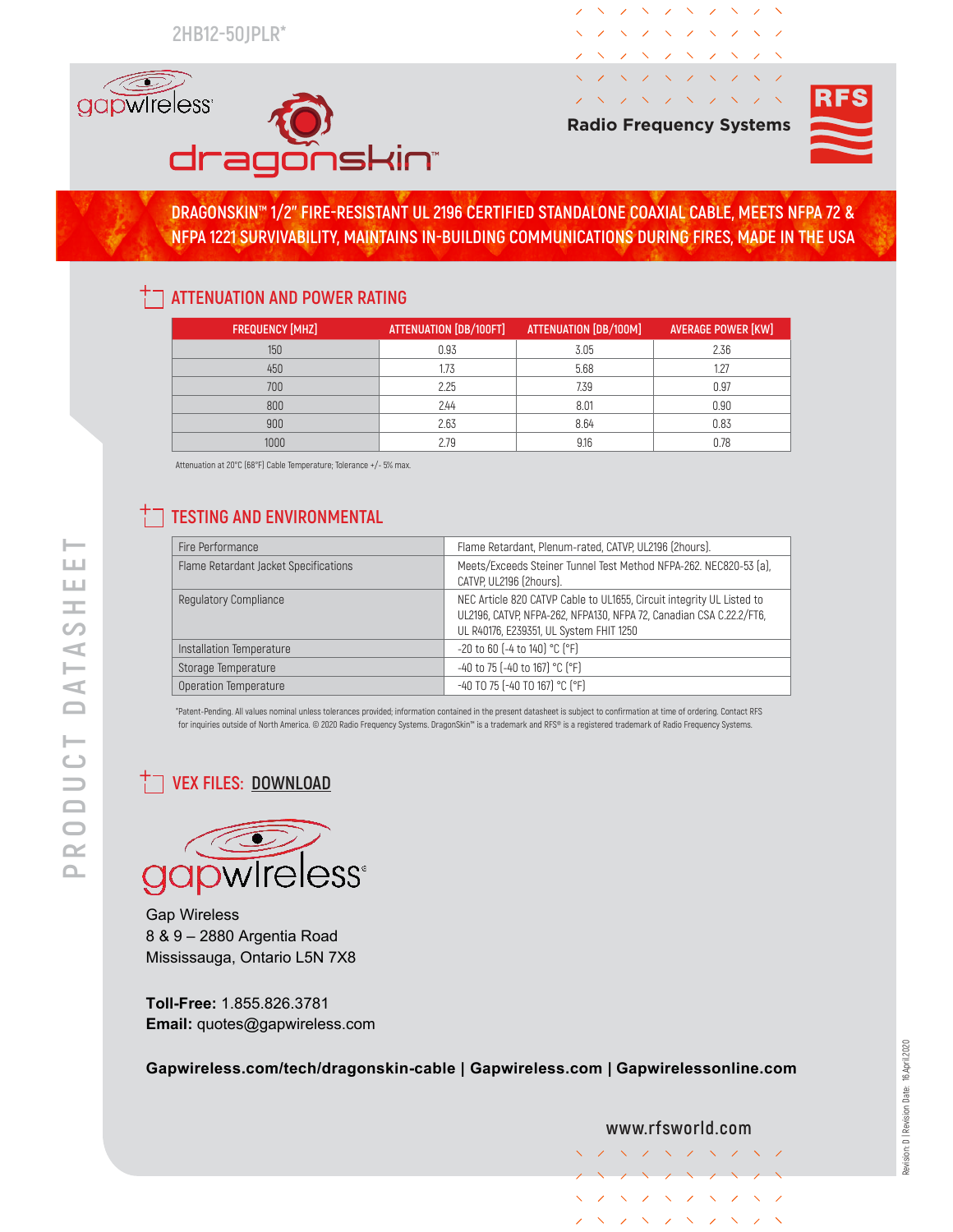2HB12-50JPLR*

Radio Frequency Systems

# DRAGONSKIN™ 1/2" FIRE-RESISTANT UL 2196 CERTIFIED STANDALONE COAXIAL CABLE, MEETS NFPA 72 & NFPA 1221 SURVIVABILITY, MAINTAINS IN-BUILDING COMMUNICATIONS DURING FIRES, MADE IN THE USA

## ATTENUATION AND POWER RATING

| FREQUENCY [MHZ] | ATTENUATION [DB/100FT] | ATTENUATION [DB/100M] | AVERAGE POWER [KW] |
|---|---|---|---|
| 150 | 0.93 | 3.05 | 2.36 |
| 450 | 1.73 | 5.68 | 1.27 |
| 700 | 2.25 | 7.39 | 0.97 |
| 800 | 2.44 | 8.01 | 0.90 |
| 900 | 2.63 | 8.64 | 0.83 |
| 1000 | 2.79 | 9.16 | 0.78 |

Attenuation at 20°C (68°F) Cable Temperature; Tolerance +/- 5% max.

## TESTING AND ENVIRONMENTAL

| | |
|---|---|
| Fire Performance | Flame Retardant, Plenum-rated, CATVP, UL2196 (2hours). |
| Flame Retardant Jacket Specifications | Meets/Exceeds Steiner Tunnel Test Method NFPA-262. NEC820-53 (a), CATVP, UL2196 (2hours). |
| Regulatory Compliance | NEC Article 820 CATVP Cable to UL1655, Circuit integrity UL Listed to UL2196, CATVP, NFPA-262, NFPA130, NFPA 72, Canadian CSA C.22.2/FT6, UL R40176, E239351, UL System FHIT 1250 |
| Installation Temperature | -20 to 60 (-4 to 140) °C (°F) |
| Storage Temperature | -40 to 75 (-40 to 167) °C (°F) |
| Operation Temperature | -40 TO 75 (-40 TO 167) °C (°F) |

*Patent-Pending. All values nominal unless tolerances provided; information contained in the present datasheet is subject to confirmation at time of ordering. Contact RFS for inquiries outside of North America. © 2020 Radio Frequency Systems. DragonSkin™ is a trademark and RFS® is a registered trademark of Radio Frequency Systems.

## VEX FILES: DOWNLOAD

Gap Wireless
8 & 9 – 2880 Argentia Road
Mississauga, Ontario L5N 7X8

**Toll-Free:** 1.855.826.3781
**Email:** quotes@gapwireless.com

**Gapwireless.com/tech/dragonskin-cable | Gapwireless.com | Gapwirelessonline.com**

www.rfsworld.com

Revision: D | Revision Date: 16 April 2020